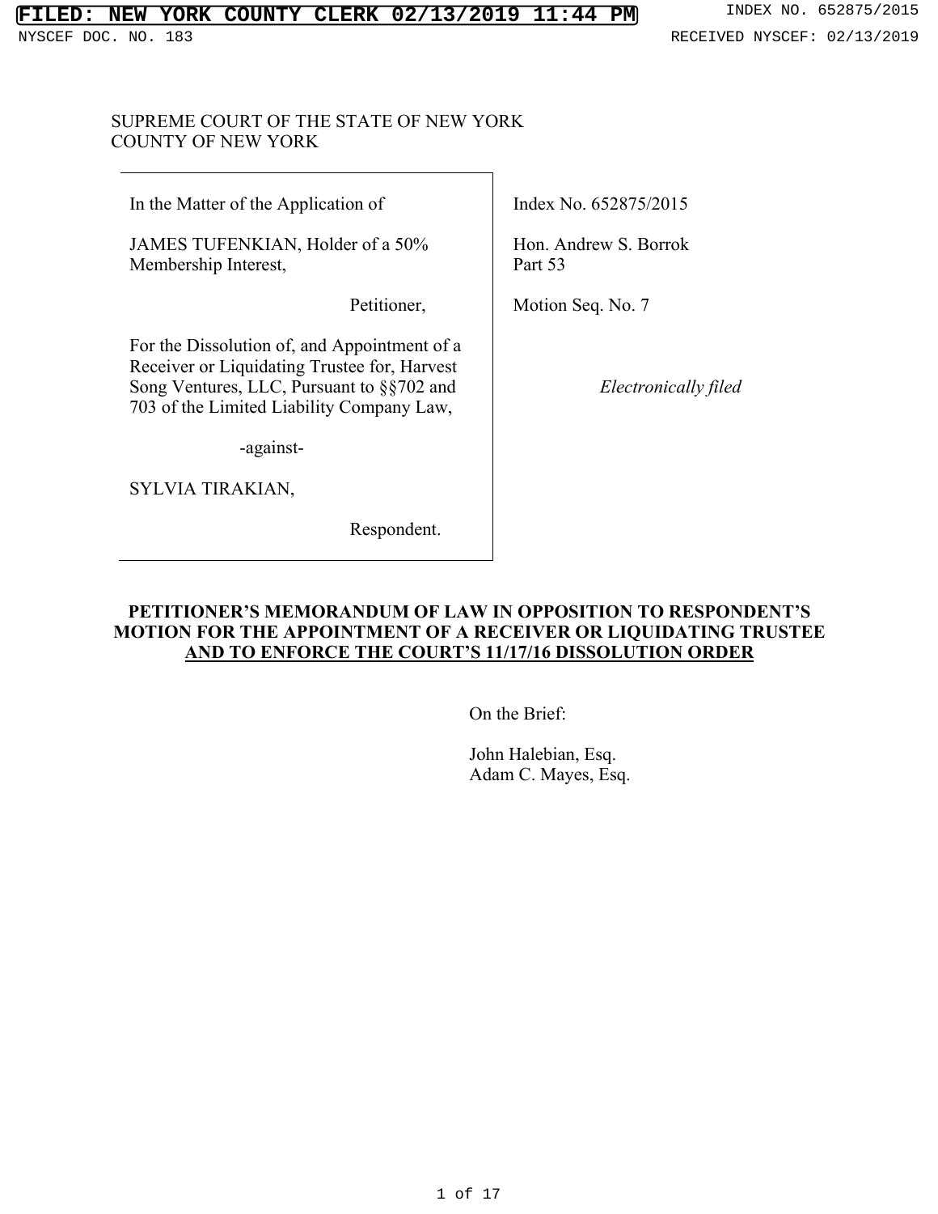FILED: NEW YORK COUNTY CLERK 02/13/2019 11:44 PM

INDEX NO. 652875/2015

NYSCEF DOC. NO. 183

RECEIVED NYSCEF: 02/13/2019

SUPREME COURT OF THE STATE OF NEW YORK
COUNTY OF NEW YORK

| | |
|---|---|
| In the Matter of the Application of<br><br>JAMES TUFENKIAN, Holder of a 50% Membership Interest,<br><br>Petitioner,<br><br>For the Dissolution of, and Appointment of a Receiver or Liquidating Trustee for, Harvest Song Ventures, LLC, Pursuant to §§702 and 703 of the Limited Liability Company Law,<br><br>-against-<br><br>SYLVIA TIRAKIAN,<br><br>Respondent. | Index No. 652875/2015<br><br>Hon. Andrew S. Borrok<br>Part 53<br><br>Motion Seq. No. 7<br><br>*Electronically filed* |

**PETITIONER'S MEMORANDUM OF LAW IN OPPOSITION TO RESPONDENT'S MOTION FOR THE APPOINTMENT OF A RECEIVER OR LIQUIDATING TRUSTEE AND TO ENFORCE THE COURT'S 11/17/16 DISSOLUTION ORDER**

On the Brief:

John Halebian, Esq.
Adam C. Mayes, Esq.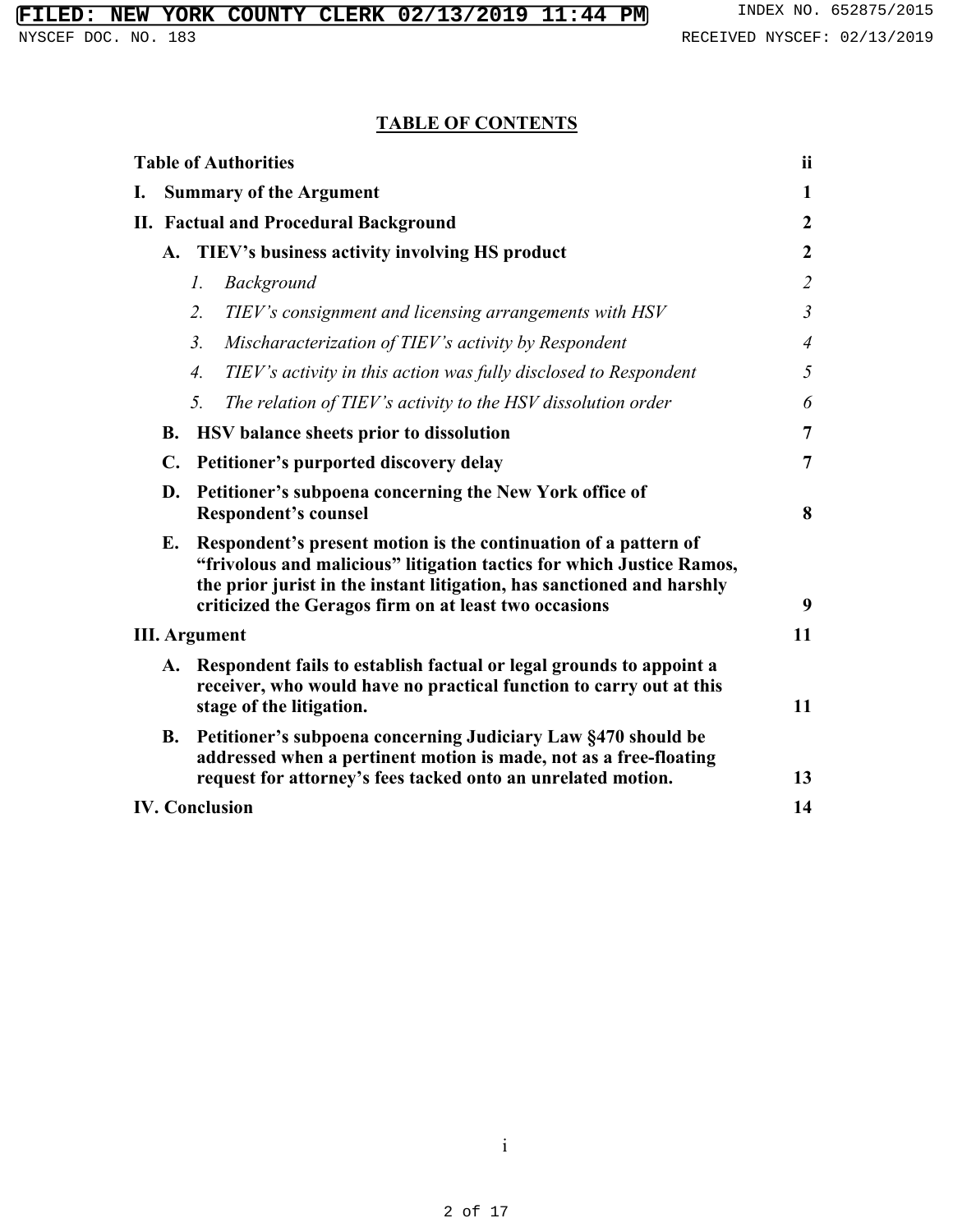## TABLE OF CONTENTS

| | |
|---|---|
| **Table of Authorities** | **ii** |
| **I. Summary of the Argument** | **1** |
| **II. Factual and Procedural Background** | **2** |
| **A. TIEV's business activity involving HS product** | **2** |
| *1. Background* | *2* |
| *2. TIEV's consignment and licensing arrangements with HSV* | *3* |
| *3. Mischaracterization of TIEV's activity by Respondent* | *4* |
| *4. TIEV's activity in this action was fully disclosed to Respondent* | *5* |
| *5. The relation of TIEV's activity to the HSV dissolution order* | *6* |
| **B. HSV balance sheets prior to dissolution** | **7** |
| **C. Petitioner's purported discovery delay** | **7** |
| **D. Petitioner's subpoena concerning the New York office of Respondent's counsel** | **8** |
| **E. Respondent's present motion is the continuation of a pattern of "frivolous and malicious" litigation tactics for which Justice Ramos, the prior jurist in the instant litigation, has sanctioned and harshly criticized the Geragos firm on at least two occasions** | **9** |
| **III. Argument** | **11** |
| **A. Respondent fails to establish factual or legal grounds to appoint a receiver, who would have no practical function to carry out at this stage of the litigation.** | **11** |
| **B. Petitioner's subpoena concerning Judiciary Law §470 should be addressed when a pertinent motion is made, not as a free-floating request for attorney's fees tacked onto an unrelated motion.** | **13** |
| **IV. Conclusion** | **14** |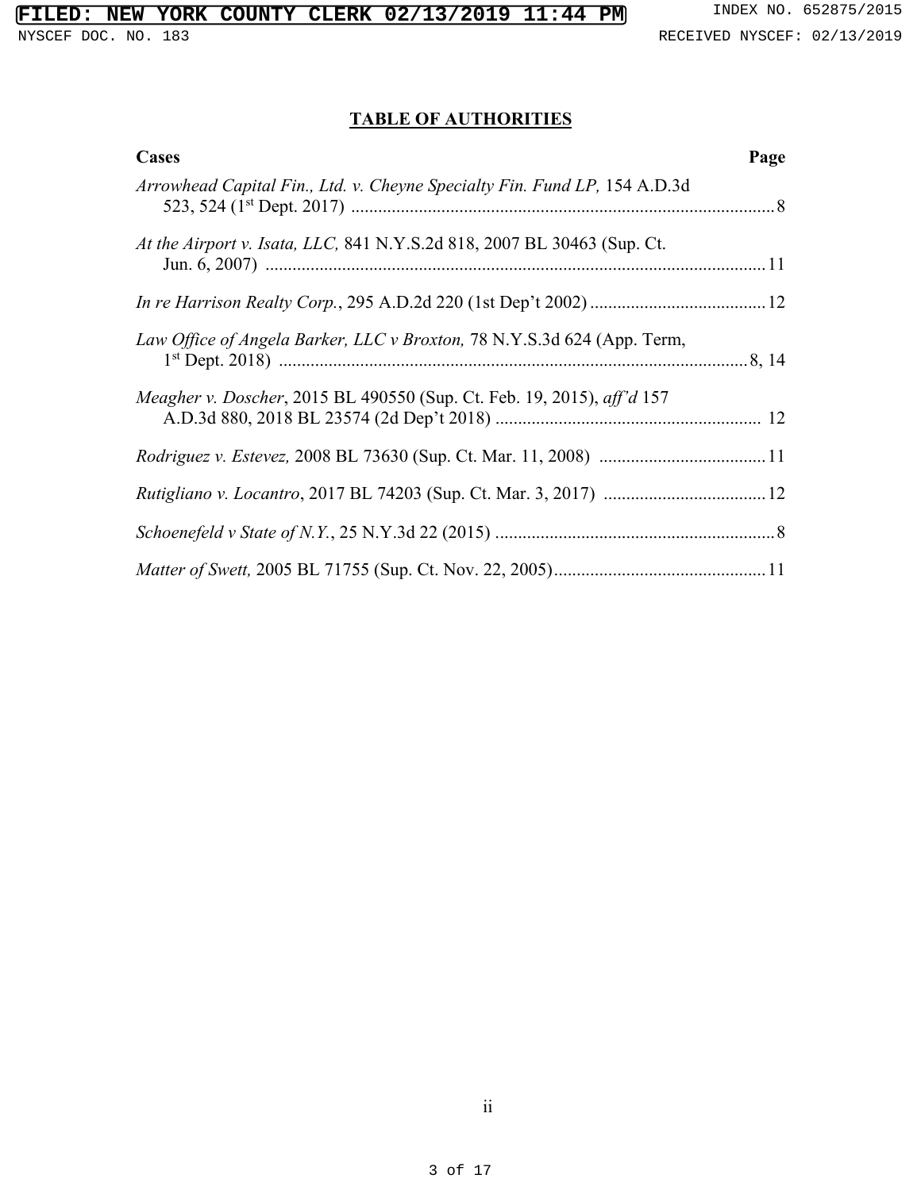## TABLE OF AUTHORITIES

| Cases | Page |
|---|---|
| *Arrowhead Capital Fin., Ltd. v. Cheyne Specialty Fin. Fund LP,* 154 A.D.3d 523, 524 (1st Dept. 2017) | 8 |
| *At the Airport v. Isata, LLC,* 841 N.Y.S.2d 818, 2007 BL 30463 (Sup. Ct. Jun. 6, 2007) | 11 |
| *In re Harrison Realty Corp.*, 295 A.D.2d 220 (1st Dep't 2002) | 12 |
| *Law Office of Angela Barker, LLC v Broxton,* 78 N.Y.S.3d 624 (App. Term, 1st Dept. 2018) | 8, 14 |
| *Meagher v. Doscher*, 2015 BL 490550 (Sup. Ct. Feb. 19, 2015), *aff'd* 157 A.D.3d 880, 2018 BL 23574 (2d Dep't 2018) | 12 |
| *Rodriguez v. Estevez,* 2008 BL 73630 (Sup. Ct. Mar. 11, 2008) | 11 |
| *Rutigliano v. Locantro*, 2017 BL 74203 (Sup. Ct. Mar. 3, 2017) | 12 |
| *Schoenefeld v State of N.Y.*, 25 N.Y.3d 22 (2015) | 8 |
| *Matter of Swett,* 2005 BL 71755 (Sup. Ct. Nov. 22, 2005) | 11 |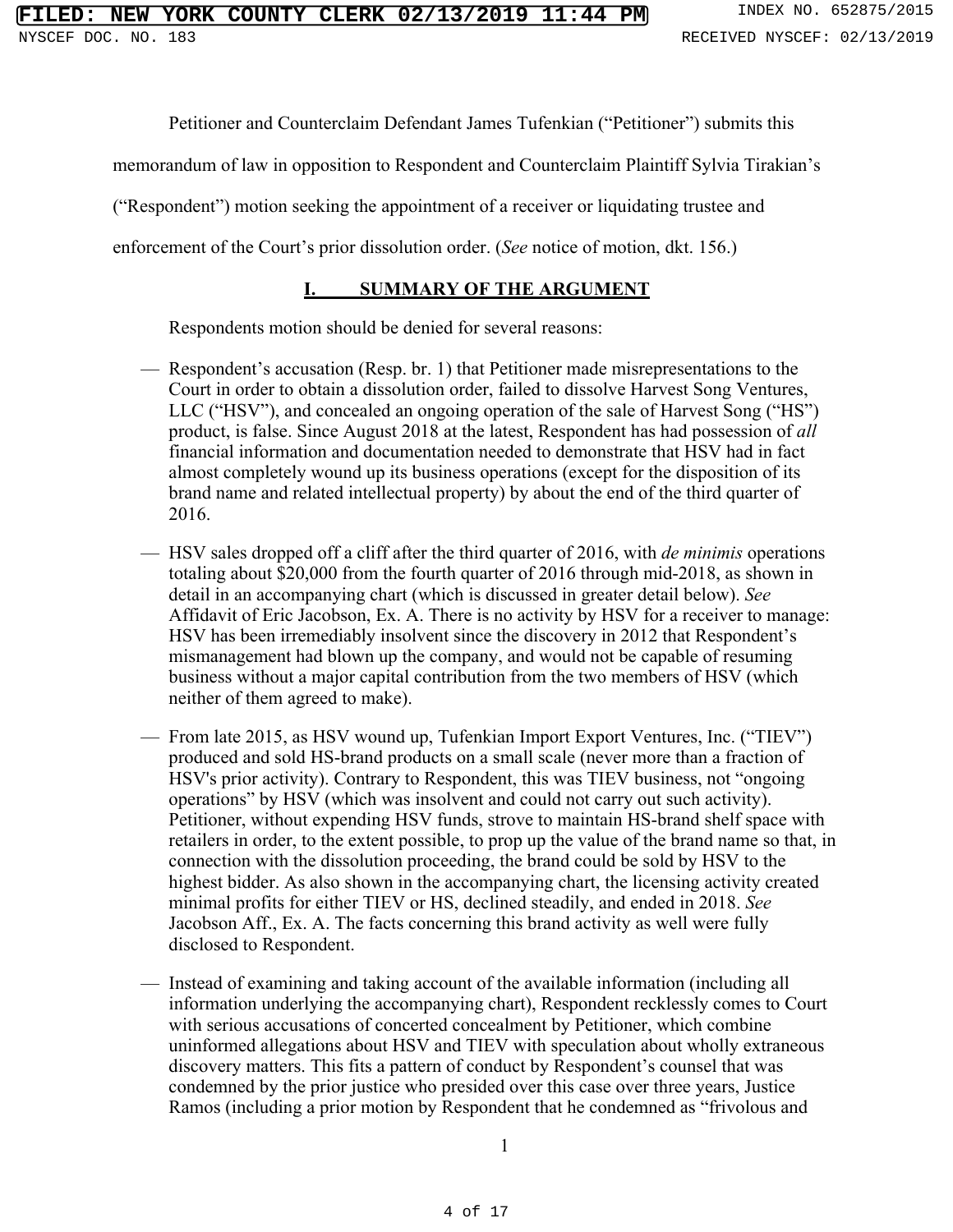Petitioner and Counterclaim Defendant James Tufenkian ("Petitioner") submits this memorandum of law in opposition to Respondent and Counterclaim Plaintiff Sylvia Tirakian's ("Respondent") motion seeking the appointment of a receiver or liquidating trustee and enforcement of the Court's prior dissolution order. (*See* notice of motion, dkt. 156.)

## I. SUMMARY OF THE ARGUMENT

Respondents motion should be denied for several reasons:

- Respondent's accusation (Resp. br. 1) that Petitioner made misrepresentations to the Court in order to obtain a dissolution order, failed to dissolve Harvest Song Ventures, LLC ("HSV"), and concealed an ongoing operation of the sale of Harvest Song ("HS") product, is false. Since August 2018 at the latest, Respondent has had possession of *all* financial information and documentation needed to demonstrate that HSV had in fact almost completely wound up its business operations (except for the disposition of its brand name and related intellectual property) by about the end of the third quarter of 2016.

- HSV sales dropped off a cliff after the third quarter of 2016, with *de minimis* operations totaling about $20,000 from the fourth quarter of 2016 through mid-2018, as shown in detail in an accompanying chart (which is discussed in greater detail below). *See* Affidavit of Eric Jacobson, Ex. A. There is no activity by HSV for a receiver to manage: HSV has been irremediably insolvent since the discovery in 2012 that Respondent's mismanagement had blown up the company, and would not be capable of resuming business without a major capital contribution from the two members of HSV (which neither of them agreed to make).

- From late 2015, as HSV wound up, Tufenkian Import Export Ventures, Inc. ("TIEV") produced and sold HS-brand products on a small scale (never more than a fraction of HSV's prior activity). Contrary to Respondent, this was TIEV business, not "ongoing operations" by HSV (which was insolvent and could not carry out such activity). Petitioner, without expending HSV funds, strove to maintain HS-brand shelf space with retailers in order, to the extent possible, to prop up the value of the brand name so that, in connection with the dissolution proceeding, the brand could be sold by HSV to the highest bidder. As also shown in the accompanying chart, the licensing activity created minimal profits for either TIEV or HS, declined steadily, and ended in 2018. *See* Jacobson Aff., Ex. A. The facts concerning this brand activity as well were fully disclosed to Respondent.

- Instead of examining and taking account of the available information (including all information underlying the accompanying chart), Respondent recklessly comes to Court with serious accusations of concerted concealment by Petitioner, which combine uninformed allegations about HSV and TIEV with speculation about wholly extraneous discovery matters. This fits a pattern of conduct by Respondent's counsel that was condemned by the prior justice who presided over this case over three years, Justice Ramos (including a prior motion by Respondent that he condemned as "frivolous and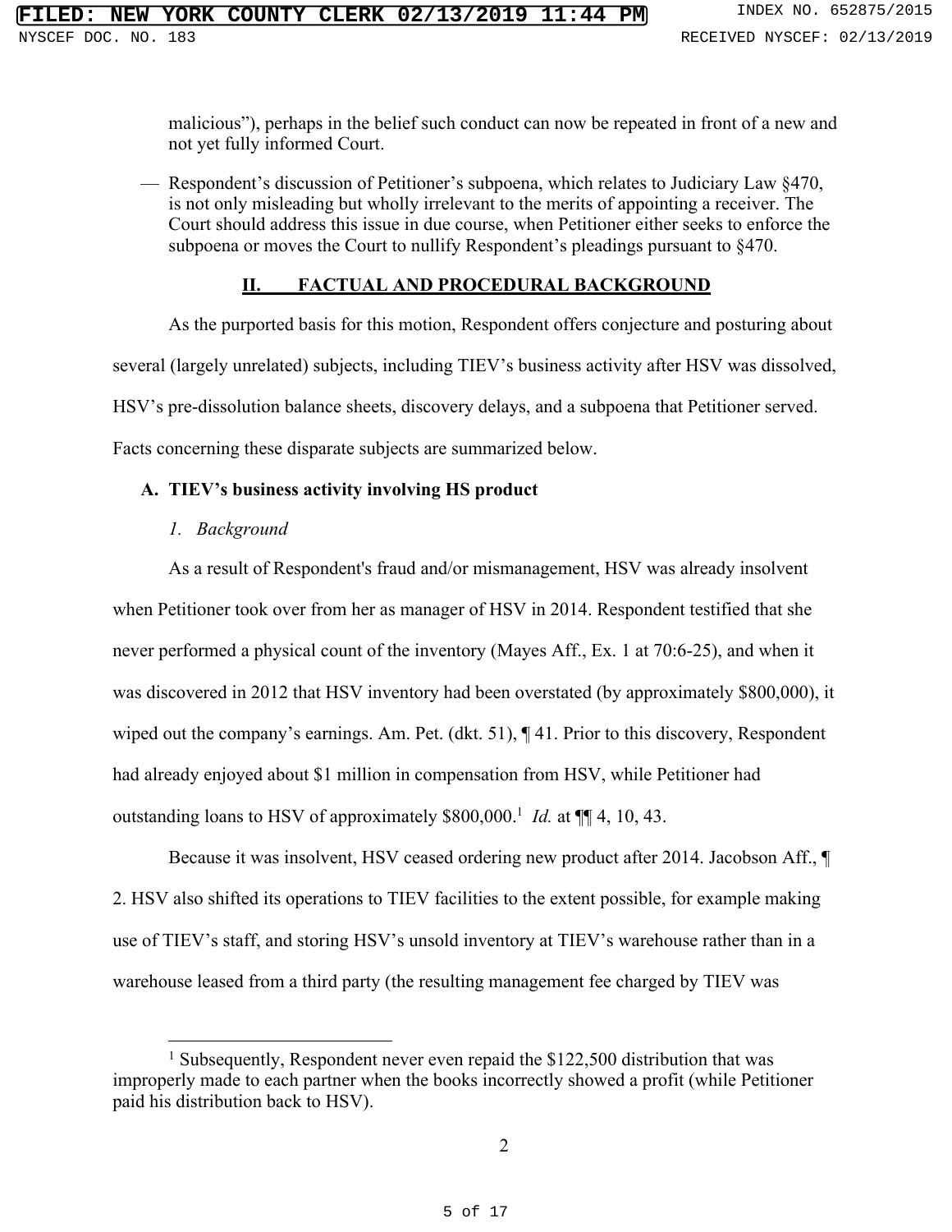malicious"), perhaps in the belief such conduct can now be repeated in front of a new and not yet fully informed Court.

— Respondent's discussion of Petitioner's subpoena, which relates to Judiciary Law §470, is not only misleading but wholly irrelevant to the merits of appointing a receiver. The Court should address this issue in due course, when Petitioner either seeks to enforce the subpoena or moves the Court to nullify Respondent's pleadings pursuant to §470.

## II. FACTUAL AND PROCEDURAL BACKGROUND

As the purported basis for this motion, Respondent offers conjecture and posturing about several (largely unrelated) subjects, including TIEV's business activity after HSV was dissolved, HSV's pre-dissolution balance sheets, discovery delays, and a subpoena that Petitioner served. Facts concerning these disparate subjects are summarized below.

### A. TIEV's business activity involving HS product

#### *1. Background*

As a result of Respondent's fraud and/or mismanagement, HSV was already insolvent when Petitioner took over from her as manager of HSV in 2014. Respondent testified that she never performed a physical count of the inventory (Mayes Aff., Ex. 1 at 70:6-25), and when it was discovered in 2012 that HSV inventory had been overstated (by approximately $800,000), it wiped out the company's earnings. Am. Pet. (dkt. 51), ¶ 41. Prior to this discovery, Respondent had already enjoyed about $1 million in compensation from HSV, while Petitioner had outstanding loans to HSV of approximately $800,000.[1] *Id.* at ¶¶ 4, 10, 43.

Because it was insolvent, HSV ceased ordering new product after 2014. Jacobson Aff., ¶ 2. HSV also shifted its operations to TIEV facilities to the extent possible, for example making use of TIEV's staff, and storing HSV's unsold inventory at TIEV's warehouse rather than in a warehouse leased from a third party (the resulting management fee charged by TIEV was

[1] Subsequently, Respondent never even repaid the $122,500 distribution that was improperly made to each partner when the books incorrectly showed a profit (while Petitioner paid his distribution back to HSV).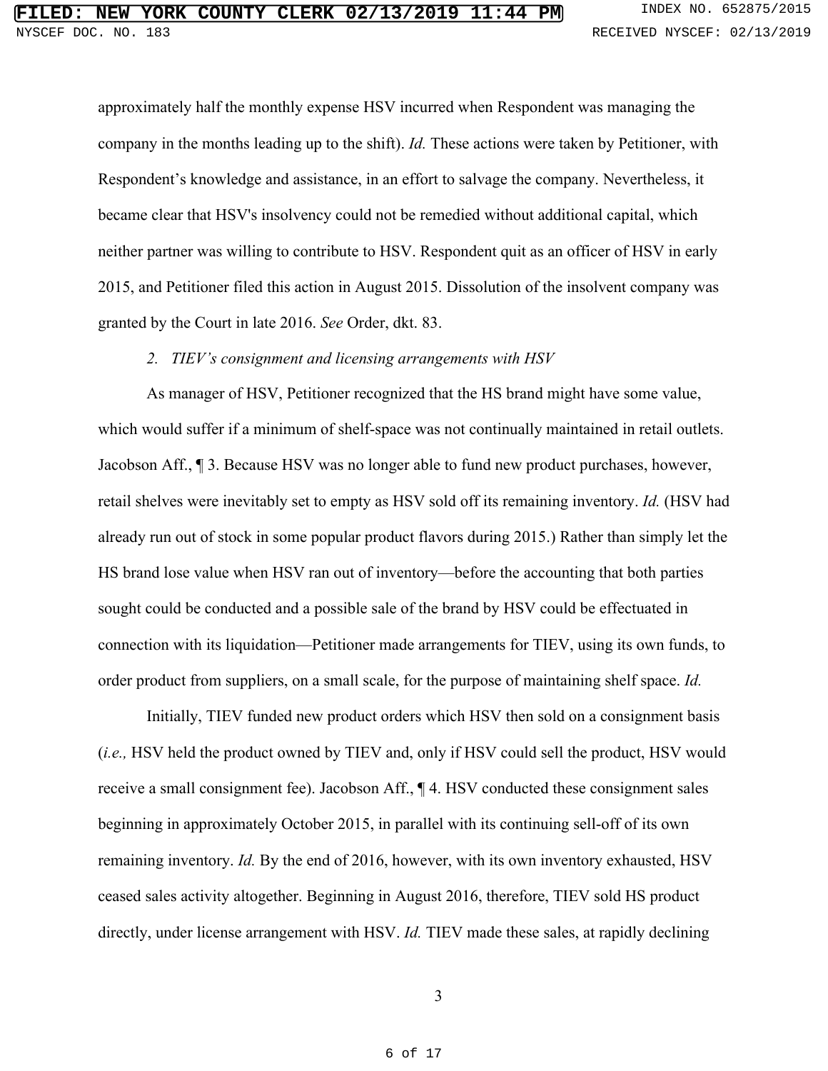approximately half the monthly expense HSV incurred when Respondent was managing the company in the months leading up to the shift). *Id.* These actions were taken by Petitioner, with Respondent's knowledge and assistance, in an effort to salvage the company. Nevertheless, it became clear that HSV's insolvency could not be remedied without additional capital, which neither partner was willing to contribute to HSV. Respondent quit as an officer of HSV in early 2015, and Petitioner filed this action in August 2015. Dissolution of the insolvent company was granted by the Court in late 2016. *See* Order, dkt. 83.

*2. TIEV's consignment and licensing arrangements with HSV*

As manager of HSV, Petitioner recognized that the HS brand might have some value, which would suffer if a minimum of shelf-space was not continually maintained in retail outlets. Jacobson Aff., ¶ 3. Because HSV was no longer able to fund new product purchases, however, retail shelves were inevitably set to empty as HSV sold off its remaining inventory. *Id.* (HSV had already run out of stock in some popular product flavors during 2015.) Rather than simply let the HS brand lose value when HSV ran out of inventory—before the accounting that both parties sought could be conducted and a possible sale of the brand by HSV could be effectuated in connection with its liquidation—Petitioner made arrangements for TIEV, using its own funds, to order product from suppliers, on a small scale, for the purpose of maintaining shelf space. *Id.*

Initially, TIEV funded new product orders which HSV then sold on a consignment basis (*i.e.,* HSV held the product owned by TIEV and, only if HSV could sell the product, HSV would receive a small consignment fee). Jacobson Aff., ¶ 4. HSV conducted these consignment sales beginning in approximately October 2015, in parallel with its continuing sell-off of its own remaining inventory. *Id.* By the end of 2016, however, with its own inventory exhausted, HSV ceased sales activity altogether. Beginning in August 2016, therefore, TIEV sold HS product directly, under license arrangement with HSV. *Id.* TIEV made these sales, at rapidly declining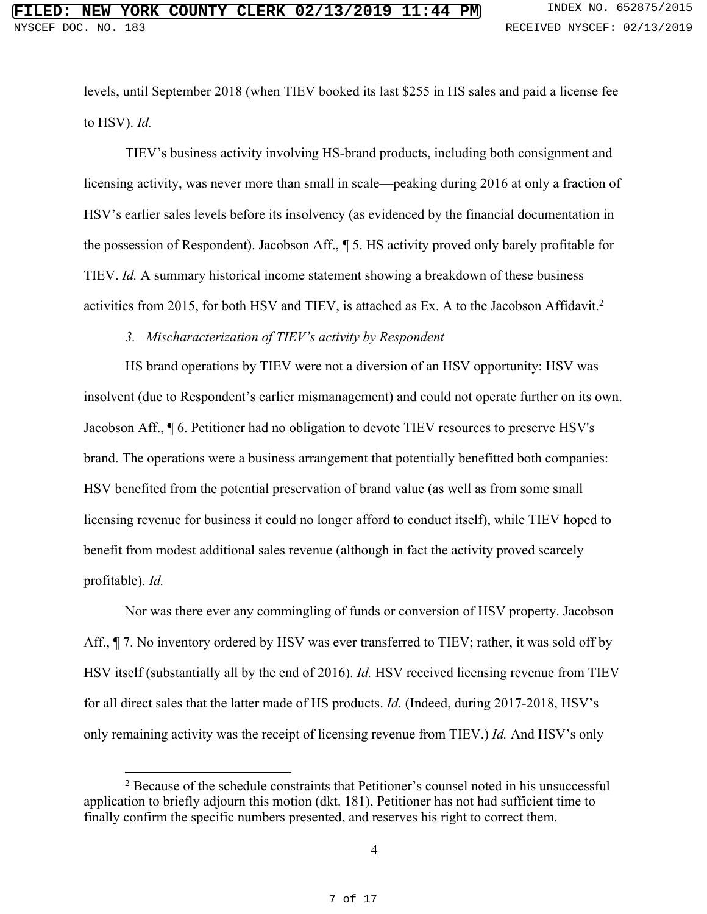levels, until September 2018 (when TIEV booked its last $255 in HS sales and paid a license fee to HSV). *Id.*

TIEV's business activity involving HS-brand products, including both consignment and licensing activity, was never more than small in scale—peaking during 2016 at only a fraction of HSV's earlier sales levels before its insolvency (as evidenced by the financial documentation in the possession of Respondent). Jacobson Aff., ¶ 5. HS activity proved only barely profitable for TIEV. *Id.* A summary historical income statement showing a breakdown of these business activities from 2015, for both HSV and TIEV, is attached as Ex. A to the Jacobson Affidavit.[2]

### 3. *Mischaracterization of TIEV's activity by Respondent*

HS brand operations by TIEV were not a diversion of an HSV opportunity: HSV was insolvent (due to Respondent's earlier mismanagement) and could not operate further on its own. Jacobson Aff., ¶ 6. Petitioner had no obligation to devote TIEV resources to preserve HSV's brand. The operations were a business arrangement that potentially benefitted both companies: HSV benefited from the potential preservation of brand value (as well as from some small licensing revenue for business it could no longer afford to conduct itself), while TIEV hoped to benefit from modest additional sales revenue (although in fact the activity proved scarcely profitable). *Id.*

Nor was there ever any commingling of funds or conversion of HSV property. Jacobson Aff., ¶ 7. No inventory ordered by HSV was ever transferred to TIEV; rather, it was sold off by HSV itself (substantially all by the end of 2016). *Id.* HSV received licensing revenue from TIEV for all direct sales that the latter made of HS products. *Id.* (Indeed, during 2017-2018, HSV's only remaining activity was the receipt of licensing revenue from TIEV.) *Id.* And HSV's only

---

[2] Because of the schedule constraints that Petitioner's counsel noted in his unsuccessful application to briefly adjourn this motion (dkt. 181), Petitioner has not had sufficient time to finally confirm the specific numbers presented, and reserves his right to correct them.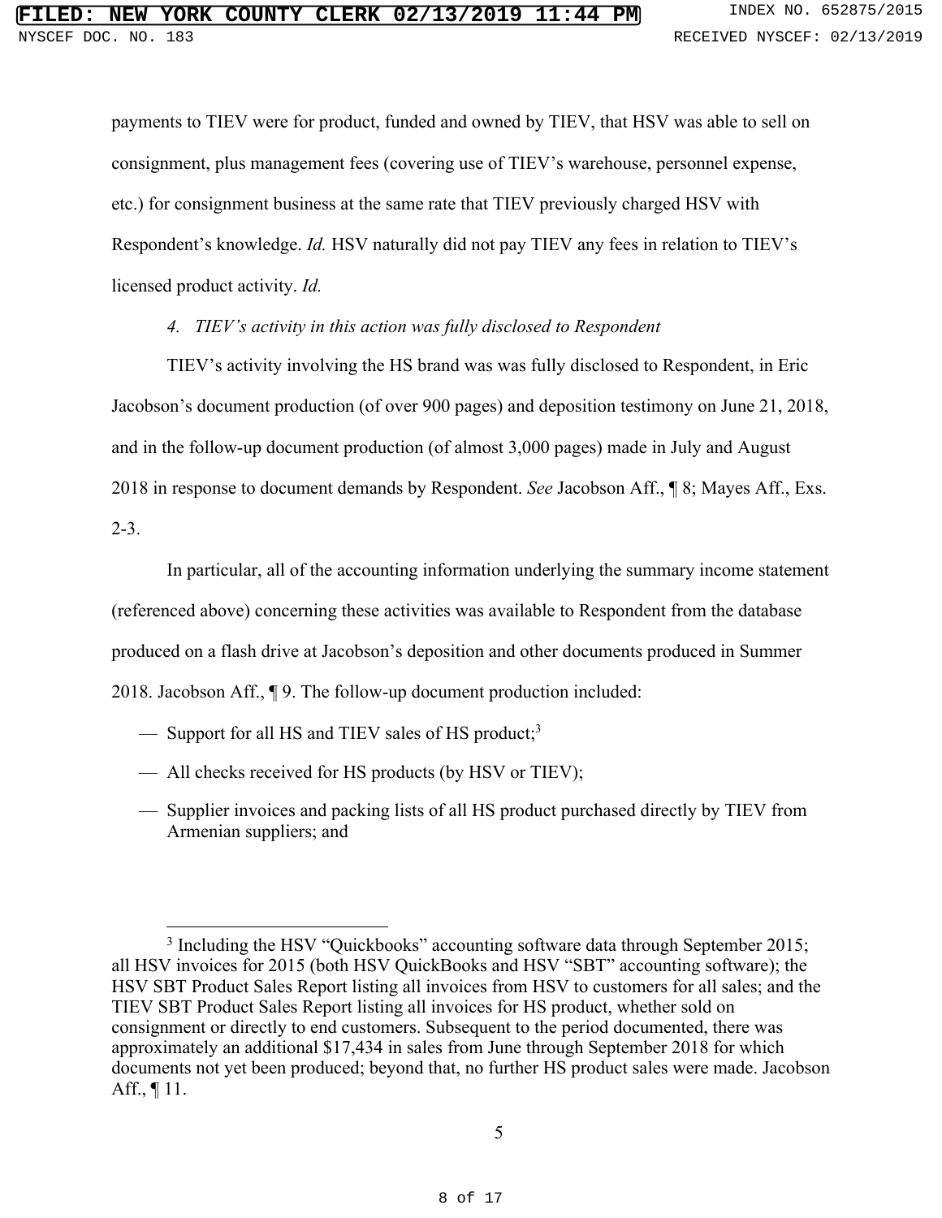payments to TIEV were for product, funded and owned by TIEV, that HSV was able to sell on consignment, plus management fees (covering use of TIEV's warehouse, personnel expense, etc.) for consignment business at the same rate that TIEV previously charged HSV with Respondent's knowledge. *Id.* HSV naturally did not pay TIEV any fees in relation to TIEV's licensed product activity. *Id.*

*4. TIEV's activity in this action was fully disclosed to Respondent*

TIEV's activity involving the HS brand was was fully disclosed to Respondent, in Eric Jacobson's document production (of over 900 pages) and deposition testimony on June 21, 2018, and in the follow-up document production (of almost 3,000 pages) made in July and August 2018 in response to document demands by Respondent. *See* Jacobson Aff., ¶ 8; Mayes Aff., Exs. 2-3.

In particular, all of the accounting information underlying the summary income statement (referenced above) concerning these activities was available to Respondent from the database produced on a flash drive at Jacobson's deposition and other documents produced in Summer 2018. Jacobson Aff., ¶ 9. The follow-up document production included:

- Support for all HS and TIEV sales of HS product;[3]
- All checks received for HS products (by HSV or TIEV);
- Supplier invoices and packing lists of all HS product purchased directly by TIEV from Armenian suppliers; and

---

[3] Including the HSV "Quickbooks" accounting software data through September 2015; all HSV invoices for 2015 (both HSV QuickBooks and HSV "SBT" accounting software); the HSV SBT Product Sales Report listing all invoices from HSV to customers for all sales; and the TIEV SBT Product Sales Report listing all invoices for HS product, whether sold on consignment or directly to end customers. Subsequent to the period documented, there was approximately an additional $17,434 in sales from June through September 2018 for which documents not yet been produced; beyond that, no further HS product sales were made. Jacobson Aff., ¶ 11.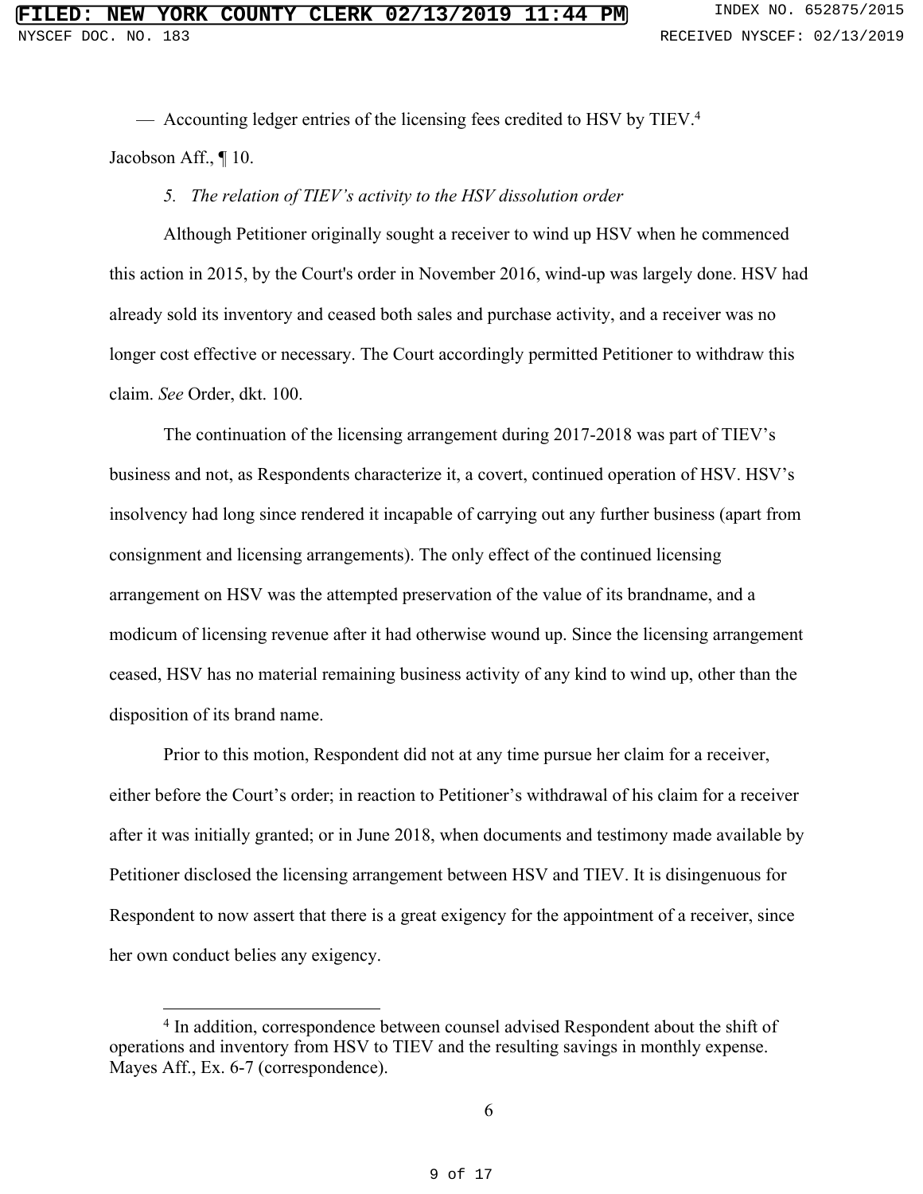— Accounting ledger entries of the licensing fees credited to HSV by TIEV.[4]

Jacobson Aff., ¶ 10.

*5. The relation of TIEV's activity to the HSV dissolution order*

Although Petitioner originally sought a receiver to wind up HSV when he commenced this action in 2015, by the Court's order in November 2016, wind-up was largely done. HSV had already sold its inventory and ceased both sales and purchase activity, and a receiver was no longer cost effective or necessary. The Court accordingly permitted Petitioner to withdraw this claim. *See* Order, dkt. 100.

The continuation of the licensing arrangement during 2017-2018 was part of TIEV's business and not, as Respondents characterize it, a covert, continued operation of HSV. HSV's insolvency had long since rendered it incapable of carrying out any further business (apart from consignment and licensing arrangements). The only effect of the continued licensing arrangement on HSV was the attempted preservation of the value of its brandname, and a modicum of licensing revenue after it had otherwise wound up. Since the licensing arrangement ceased, HSV has no material remaining business activity of any kind to wind up, other than the disposition of its brand name.

Prior to this motion, Respondent did not at any time pursue her claim for a receiver, either before the Court's order; in reaction to Petitioner's withdrawal of his claim for a receiver after it was initially granted; or in June 2018, when documents and testimony made available by Petitioner disclosed the licensing arrangement between HSV and TIEV. It is disingenuous for Respondent to now assert that there is a great exigency for the appointment of a receiver, since her own conduct belies any exigency.

[4] In addition, correspondence between counsel advised Respondent about the shift of operations and inventory from HSV to TIEV and the resulting savings in monthly expense. Mayes Aff., Ex. 6-7 (correspondence).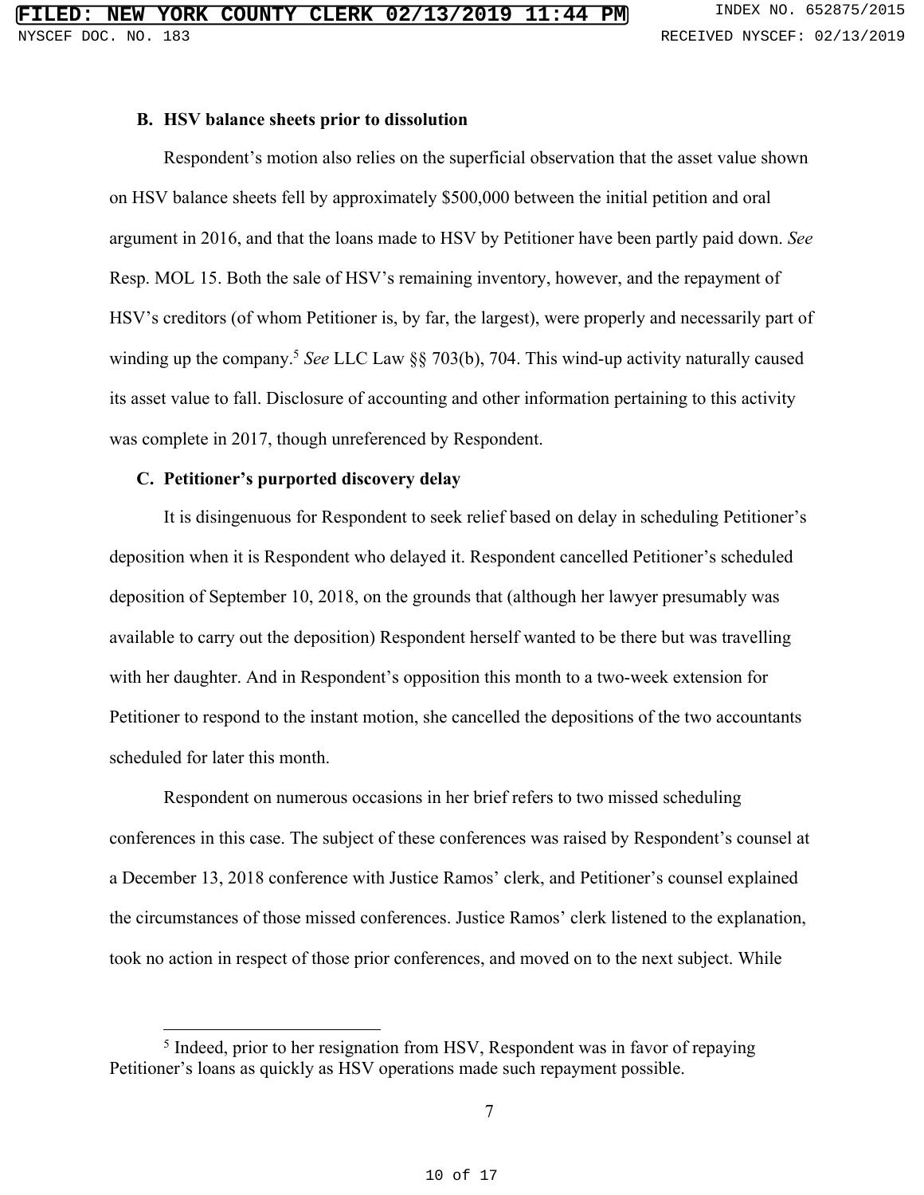### B. HSV balance sheets prior to dissolution

Respondent's motion also relies on the superficial observation that the asset value shown on HSV balance sheets fell by approximately $500,000 between the initial petition and oral argument in 2016, and that the loans made to HSV by Petitioner have been partly paid down. *See* Resp. MOL 15. Both the sale of HSV's remaining inventory, however, and the repayment of HSV's creditors (of whom Petitioner is, by far, the largest), were properly and necessarily part of winding up the company.[5] *See* LLC Law §§ 703(b), 704. This wind-up activity naturally caused its asset value to fall. Disclosure of accounting and other information pertaining to this activity was complete in 2017, though unreferenced by Respondent.

### C. Petitioner's purported discovery delay

It is disingenuous for Respondent to seek relief based on delay in scheduling Petitioner's deposition when it is Respondent who delayed it. Respondent cancelled Petitioner's scheduled deposition of September 10, 2018, on the grounds that (although her lawyer presumably was available to carry out the deposition) Respondent herself wanted to be there but was travelling with her daughter. And in Respondent's opposition this month to a two-week extension for Petitioner to respond to the instant motion, she cancelled the depositions of the two accountants scheduled for later this month.

Respondent on numerous occasions in her brief refers to two missed scheduling conferences in this case. The subject of these conferences was raised by Respondent's counsel at a December 13, 2018 conference with Justice Ramos' clerk, and Petitioner's counsel explained the circumstances of those missed conferences. Justice Ramos' clerk listened to the explanation, took no action in respect of those prior conferences, and moved on to the next subject. While

[5] Indeed, prior to her resignation from HSV, Respondent was in favor of repaying Petitioner's loans as quickly as HSV operations made such repayment possible.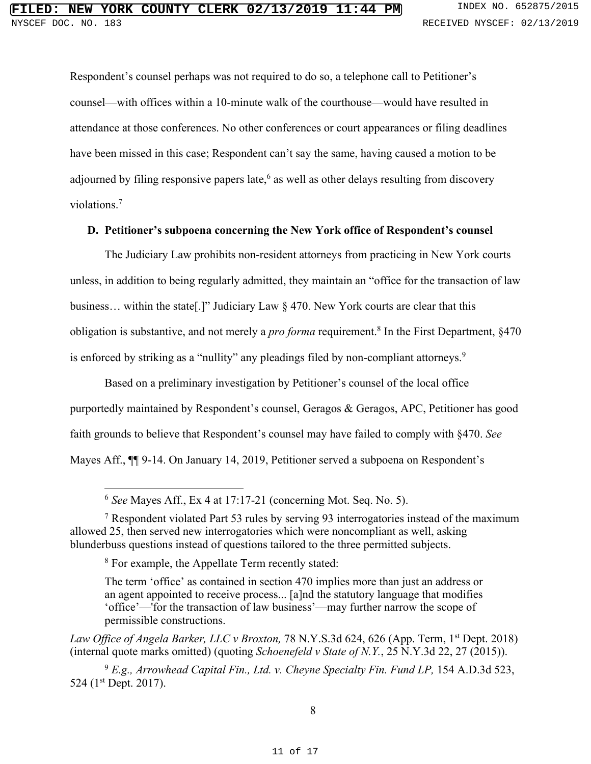Respondent's counsel perhaps was not required to do so, a telephone call to Petitioner's counsel—with offices within a 10-minute walk of the courthouse—would have resulted in attendance at those conferences. No other conferences or court appearances or filing deadlines have been missed in this case; Respondent can't say the same, having caused a motion to be adjourned by filing responsive papers late,[6] as well as other delays resulting from discovery violations.[7]

**D. Petitioner's subpoena concerning the New York office of Respondent's counsel**

The Judiciary Law prohibits non-resident attorneys from practicing in New York courts unless, in addition to being regularly admitted, they maintain an "office for the transaction of law business… within the state[.]" Judiciary Law § 470. New York courts are clear that this obligation is substantive, and not merely a *pro forma* requirement.[8] In the First Department, §470 is enforced by striking as a "nullity" any pleadings filed by non-compliant attorneys.[9]

Based on a preliminary investigation by Petitioner's counsel of the local office purportedly maintained by Respondent's counsel, Geragos & Geragos, APC, Petitioner has good faith grounds to believe that Respondent's counsel may have failed to comply with §470. *See* Mayes Aff., ¶¶ 9-14. On January 14, 2019, Petitioner served a subpoena on Respondent's

---

[6] *See* Mayes Aff., Ex 4 at 17:17-21 (concerning Mot. Seq. No. 5).

[7] Respondent violated Part 53 rules by serving 93 interrogatories instead of the maximum allowed 25, then served new interrogatories which were noncompliant as well, asking blunderbuss questions instead of questions tailored to the three permitted subjects.

[8] For example, the Appellate Term recently stated:

> The term 'office' as contained in section 470 implies more than just an address or an agent appointed to receive process... [a]nd the statutory language that modifies 'office'—'for the transaction of law business'—may further narrow the scope of permissible constructions.

*Law Office of Angela Barker, LLC v Broxton,* 78 N.Y.S.3d 624, 626 (App. Term, 1st Dept. 2018) (internal quote marks omitted) (quoting *Schoenefeld v State of N.Y.*, 25 N.Y.3d 22, 27 (2015)).

[9] *E.g., Arrowhead Capital Fin., Ltd. v. Cheyne Specialty Fin. Fund LP,* 154 A.D.3d 523, 524 (1st Dept. 2017).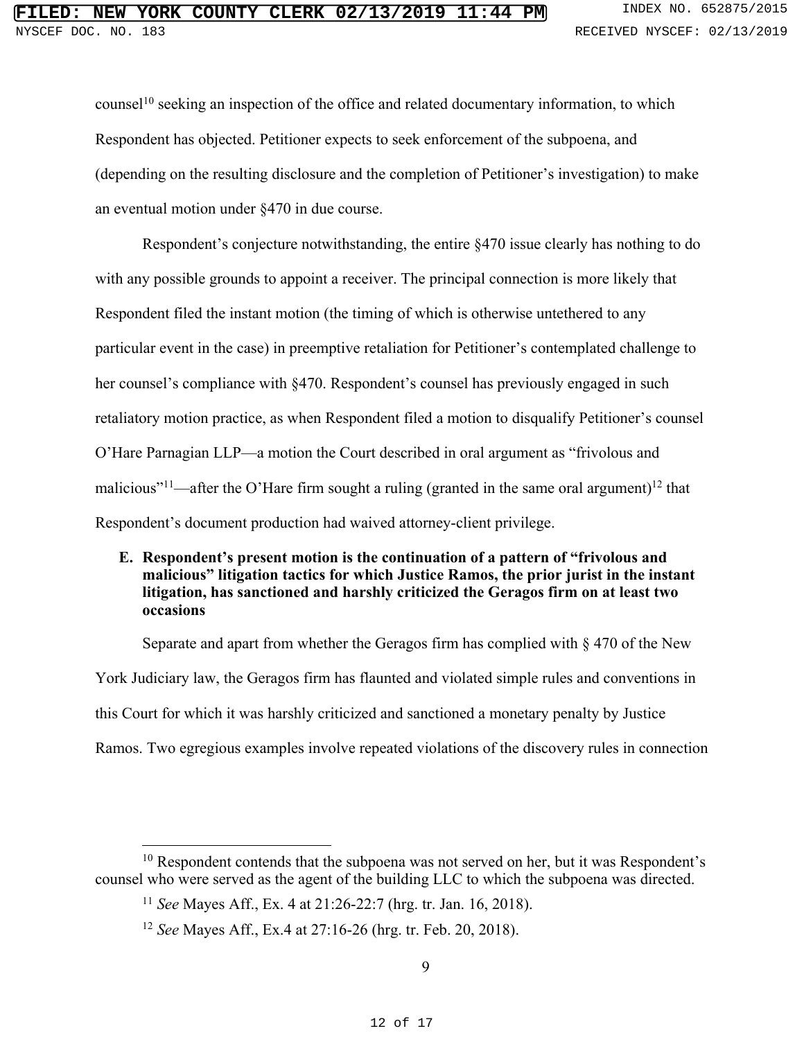counsel[10] seeking an inspection of the office and related documentary information, to which Respondent has objected. Petitioner expects to seek enforcement of the subpoena, and (depending on the resulting disclosure and the completion of Petitioner's investigation) to make an eventual motion under §470 in due course.

Respondent's conjecture notwithstanding, the entire §470 issue clearly has nothing to do with any possible grounds to appoint a receiver. The principal connection is more likely that Respondent filed the instant motion (the timing of which is otherwise untethered to any particular event in the case) in preemptive retaliation for Petitioner's contemplated challenge to her counsel's compliance with §470. Respondent's counsel has previously engaged in such retaliatory motion practice, as when Respondent filed a motion to disqualify Petitioner's counsel O'Hare Parnagian LLP—a motion the Court described in oral argument as "frivolous and malicious"[11]—after the O'Hare firm sought a ruling (granted in the same oral argument)[12] that Respondent's document production had waived attorney-client privilege.

**E. Respondent's present motion is the continuation of a pattern of "frivolous and malicious" litigation tactics for which Justice Ramos, the prior jurist in the instant litigation, has sanctioned and harshly criticized the Geragos firm on at least two occasions**

Separate and apart from whether the Geragos firm has complied with § 470 of the New York Judiciary law, the Geragos firm has flaunted and violated simple rules and conventions in this Court for which it was harshly criticized and sanctioned a monetary penalty by Justice Ramos. Two egregious examples involve repeated violations of the discovery rules in connection

---

[10] Respondent contends that the subpoena was not served on her, but it was Respondent's counsel who were served as the agent of the building LLC to which the subpoena was directed.

[11] *See* Mayes Aff., Ex. 4 at 21:26-22:7 (hrg. tr. Jan. 16, 2018).

[12] *See* Mayes Aff., Ex.4 at 27:16-26 (hrg. tr. Feb. 20, 2018).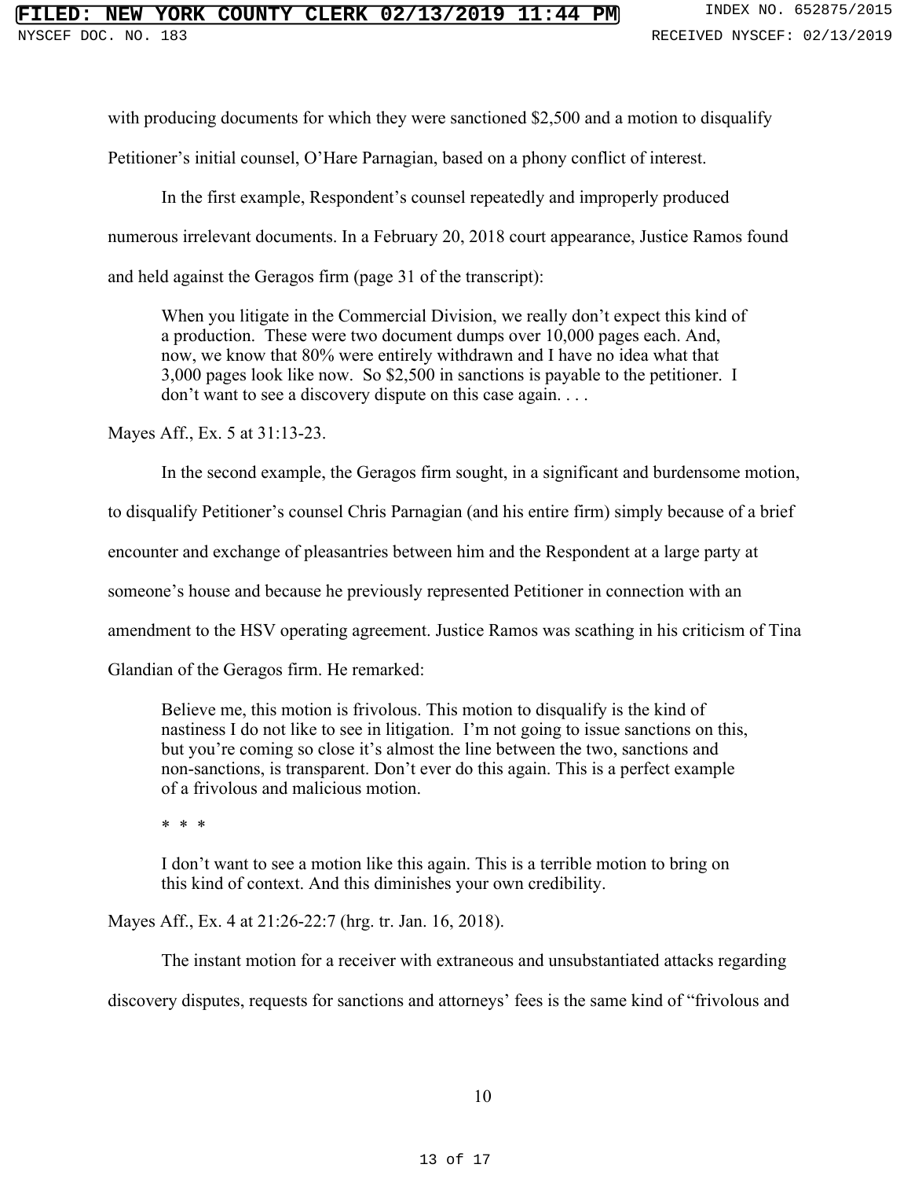with producing documents for which they were sanctioned $2,500 and a motion to disqualify Petitioner's initial counsel, O'Hare Parnagian, based on a phony conflict of interest.

In the first example, Respondent's counsel repeatedly and improperly produced numerous irrelevant documents. In a February 20, 2018 court appearance, Justice Ramos found and held against the Geragos firm (page 31 of the transcript):

> When you litigate in the Commercial Division, we really don't expect this kind of a production. These were two document dumps over 10,000 pages each. And, now, we know that 80% were entirely withdrawn and I have no idea what that 3,000 pages look like now. So $2,500 in sanctions is payable to the petitioner. I don't want to see a discovery dispute on this case again. . . .

Mayes Aff., Ex. 5 at 31:13-23.

In the second example, the Geragos firm sought, in a significant and burdensome motion, to disqualify Petitioner's counsel Chris Parnagian (and his entire firm) simply because of a brief encounter and exchange of pleasantries between him and the Respondent at a large party at someone's house and because he previously represented Petitioner in connection with an amendment to the HSV operating agreement. Justice Ramos was scathing in his criticism of Tina Glandian of the Geragos firm. He remarked:

> Believe me, this motion is frivolous. This motion to disqualify is the kind of nastiness I do not like to see in litigation. I'm not going to issue sanctions on this, but you're coming so close it's almost the line between the two, sanctions and non-sanctions, is transparent. Don't ever do this again. This is a perfect example of a frivolous and malicious motion.
>
> \* \* \*
>
> I don't want to see a motion like this again. This is a terrible motion to bring on this kind of context. And this diminishes your own credibility.

Mayes Aff., Ex. 4 at 21:26-22:7 (hrg. tr. Jan. 16, 2018).

The instant motion for a receiver with extraneous and unsubstantiated attacks regarding discovery disputes, requests for sanctions and attorneys' fees is the same kind of "frivolous and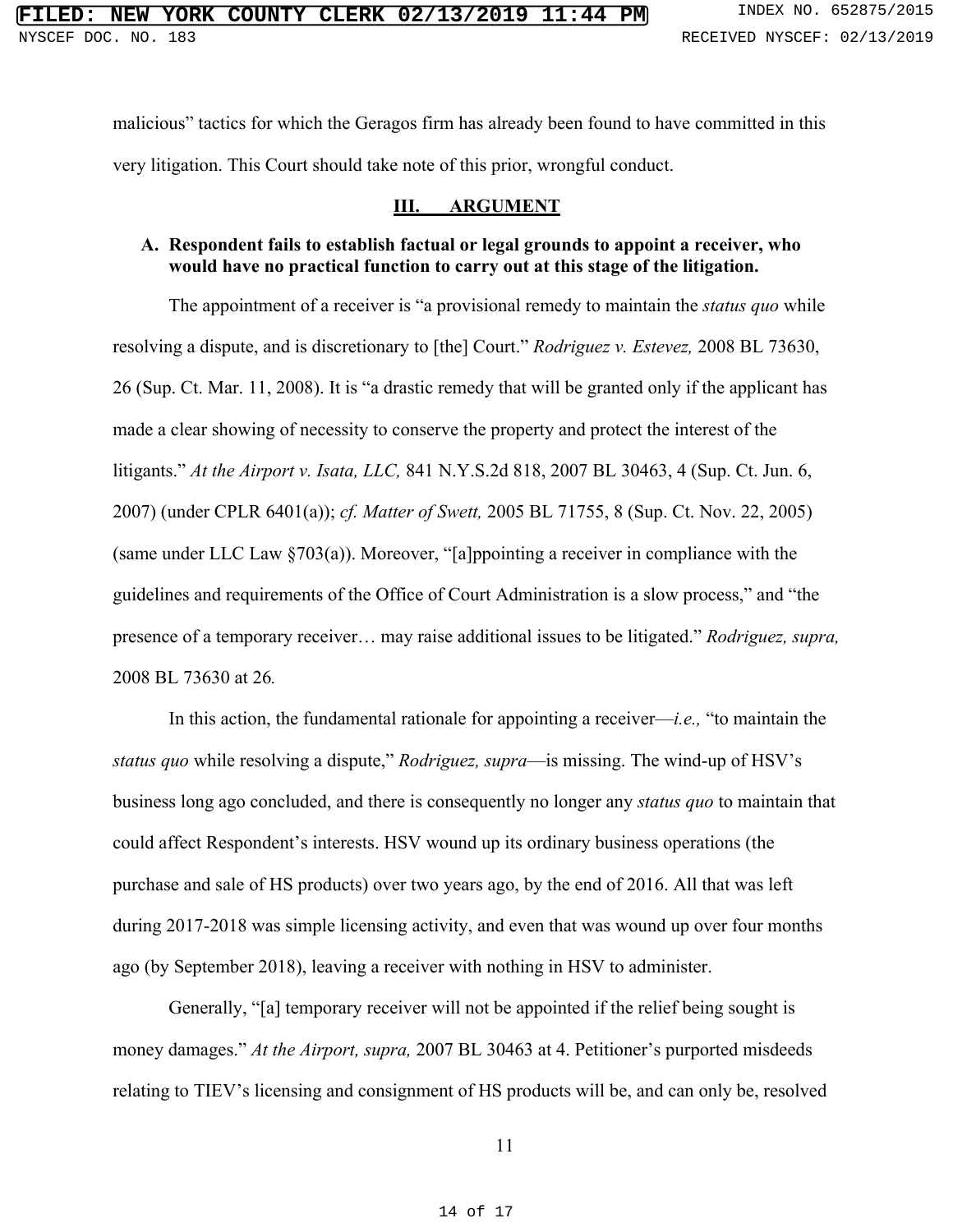malicious" tactics for which the Geragos firm has already been found to have committed in this very litigation. This Court should take note of this prior, wrongful conduct.

## III. ARGUMENT

### A. Respondent fails to establish factual or legal grounds to appoint a receiver, who would have no practical function to carry out at this stage of the litigation.

The appointment of a receiver is "a provisional remedy to maintain the *status quo* while resolving a dispute, and is discretionary to [the] Court." *Rodriguez v. Estevez,* 2008 BL 73630, 26 (Sup. Ct. Mar. 11, 2008). It is "a drastic remedy that will be granted only if the applicant has made a clear showing of necessity to conserve the property and protect the interest of the litigants." *At the Airport v. Isata, LLC,* 841 N.Y.S.2d 818, 2007 BL 30463, 4 (Sup. Ct. Jun. 6, 2007) (under CPLR 6401(a)); *cf. Matter of Swett,* 2005 BL 71755, 8 (Sup. Ct. Nov. 22, 2005) (same under LLC Law §703(a)). Moreover, "[a]ppointing a receiver in compliance with the guidelines and requirements of the Office of Court Administration is a slow process," and "the presence of a temporary receiver… may raise additional issues to be litigated." *Rodriguez, supra,* 2008 BL 73630 at 26.

In this action, the fundamental rationale for appointing a receiver—*i.e.,* "to maintain the *status quo* while resolving a dispute," *Rodriguez, supra*—is missing. The wind-up of HSV's business long ago concluded, and there is consequently no longer any *status quo* to maintain that could affect Respondent's interests. HSV wound up its ordinary business operations (the purchase and sale of HS products) over two years ago, by the end of 2016. All that was left during 2017-2018 was simple licensing activity, and even that was wound up over four months ago (by September 2018), leaving a receiver with nothing in HSV to administer.

Generally, "[a] temporary receiver will not be appointed if the relief being sought is money damages." *At the Airport, supra,* 2007 BL 30463 at 4. Petitioner's purported misdeeds relating to TIEV's licensing and consignment of HS products will be, and can only be, resolved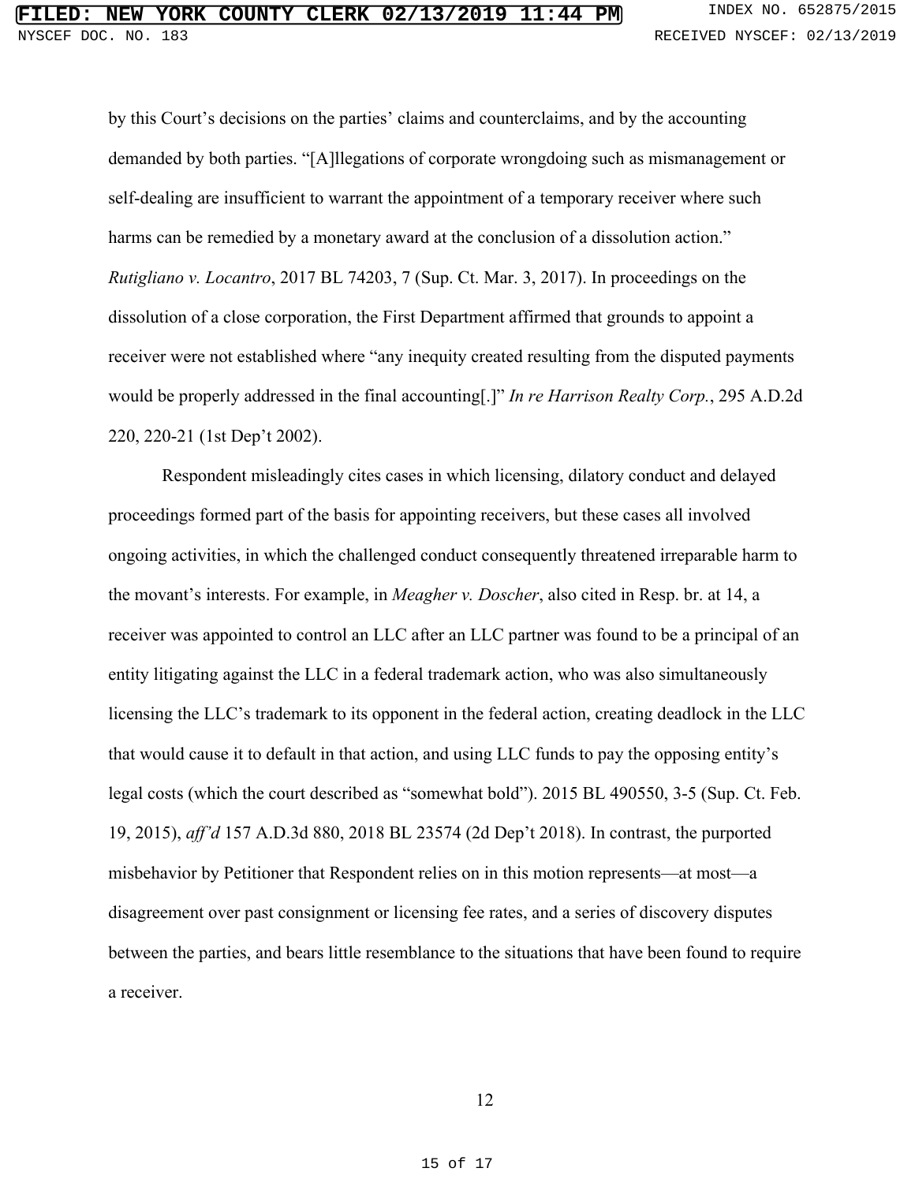by this Court's decisions on the parties' claims and counterclaims, and by the accounting demanded by both parties. "[A]llegations of corporate wrongdoing such as mismanagement or self-dealing are insufficient to warrant the appointment of a temporary receiver where such harms can be remedied by a monetary award at the conclusion of a dissolution action." *Rutigliano v. Locantro*, 2017 BL 74203, 7 (Sup. Ct. Mar. 3, 2017). In proceedings on the dissolution of a close corporation, the First Department affirmed that grounds to appoint a receiver were not established where "any inequity created resulting from the disputed payments would be properly addressed in the final accounting[.]" *In re Harrison Realty Corp.*, 295 A.D.2d 220, 220-21 (1st Dep't 2002).

Respondent misleadingly cites cases in which licensing, dilatory conduct and delayed proceedings formed part of the basis for appointing receivers, but these cases all involved ongoing activities, in which the challenged conduct consequently threatened irreparable harm to the movant's interests. For example, in *Meagher v. Doscher*, also cited in Resp. br. at 14, a receiver was appointed to control an LLC after an LLC partner was found to be a principal of an entity litigating against the LLC in a federal trademark action, who was also simultaneously licensing the LLC's trademark to its opponent in the federal action, creating deadlock in the LLC that would cause it to default in that action, and using LLC funds to pay the opposing entity's legal costs (which the court described as "somewhat bold"). 2015 BL 490550, 3-5 (Sup. Ct. Feb. 19, 2015), *aff'd* 157 A.D.3d 880, 2018 BL 23574 (2d Dep't 2018). In contrast, the purported misbehavior by Petitioner that Respondent relies on in this motion represents—at most—a disagreement over past consignment or licensing fee rates, and a series of discovery disputes between the parties, and bears little resemblance to the situations that have been found to require a receiver.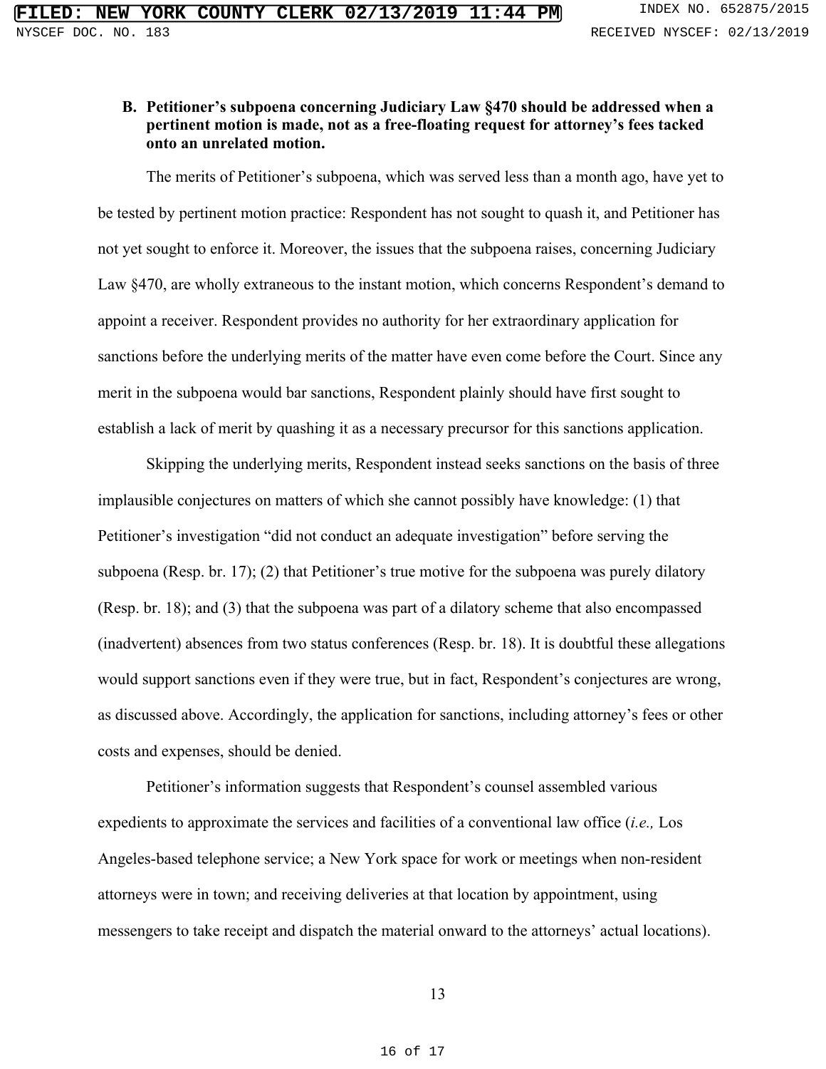### B. Petitioner's subpoena concerning Judiciary Law §470 should be addressed when a pertinent motion is made, not as a free-floating request for attorney's fees tacked onto an unrelated motion.

The merits of Petitioner's subpoena, which was served less than a month ago, have yet to be tested by pertinent motion practice: Respondent has not sought to quash it, and Petitioner has not yet sought to enforce it. Moreover, the issues that the subpoena raises, concerning Judiciary Law §470, are wholly extraneous to the instant motion, which concerns Respondent's demand to appoint a receiver. Respondent provides no authority for her extraordinary application for sanctions before the underlying merits of the matter have even come before the Court. Since any merit in the subpoena would bar sanctions, Respondent plainly should have first sought to establish a lack of merit by quashing it as a necessary precursor for this sanctions application.

Skipping the underlying merits, Respondent instead seeks sanctions on the basis of three implausible conjectures on matters of which she cannot possibly have knowledge: (1) that Petitioner's investigation "did not conduct an adequate investigation" before serving the subpoena (Resp. br. 17); (2) that Petitioner's true motive for the subpoena was purely dilatory (Resp. br. 18); and (3) that the subpoena was part of a dilatory scheme that also encompassed (inadvertent) absences from two status conferences (Resp. br. 18). It is doubtful these allegations would support sanctions even if they were true, but in fact, Respondent's conjectures are wrong, as discussed above. Accordingly, the application for sanctions, including attorney's fees or other costs and expenses, should be denied.

Petitioner's information suggests that Respondent's counsel assembled various expedients to approximate the services and facilities of a conventional law office (*i.e.,* Los Angeles-based telephone service; a New York space for work or meetings when non-resident attorneys were in town; and receiving deliveries at that location by appointment, using messengers to take receipt and dispatch the material onward to the attorneys' actual locations).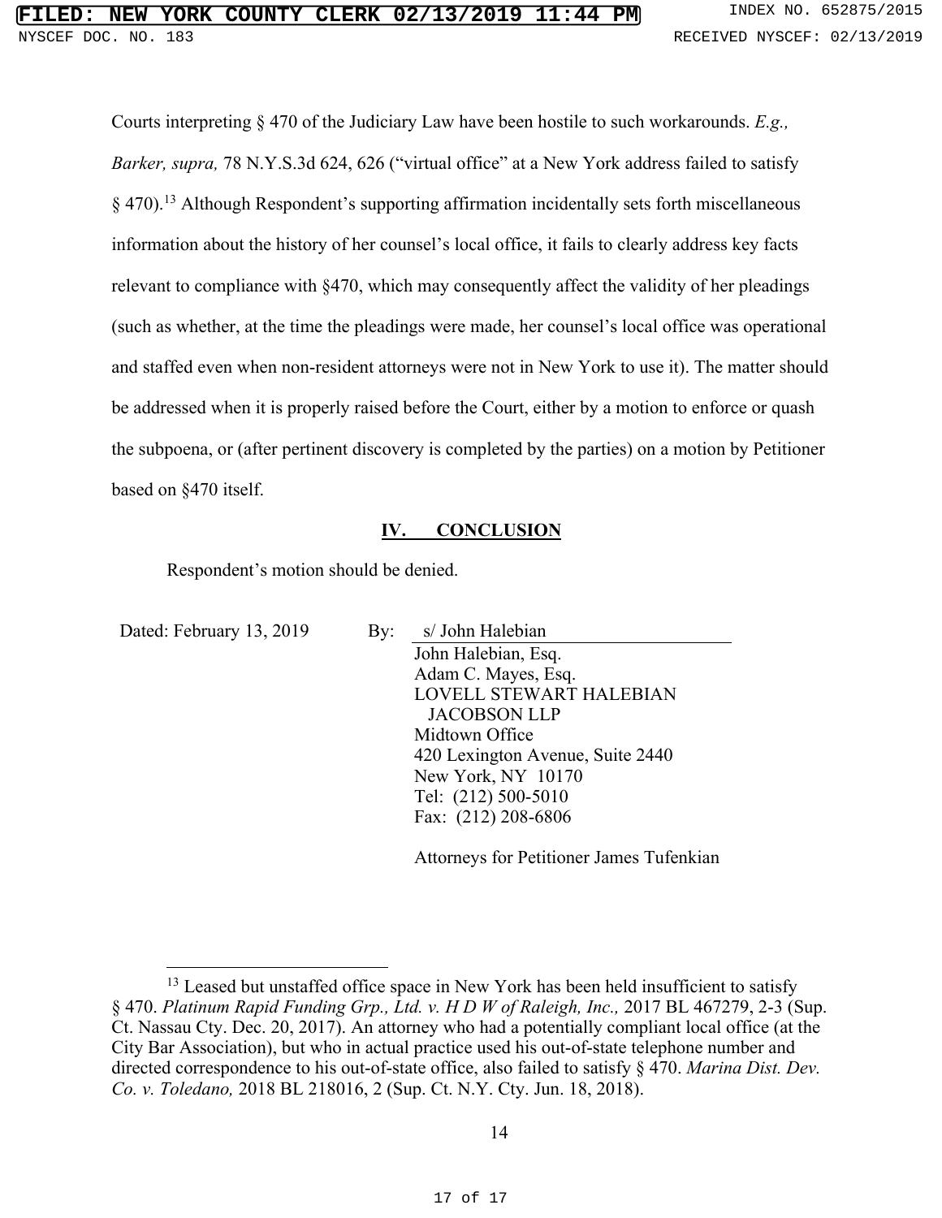Courts interpreting § 470 of the Judiciary Law have been hostile to such workarounds. *E.g., Barker, supra,* 78 N.Y.S.3d 624, 626 ("virtual office" at a New York address failed to satisfy § 470).[13] Although Respondent's supporting affirmation incidentally sets forth miscellaneous information about the history of her counsel's local office, it fails to clearly address key facts relevant to compliance with §470, which may consequently affect the validity of her pleadings (such as whether, at the time the pleadings were made, her counsel's local office was operational and staffed even when non-resident attorneys were not in New York to use it). The matter should be addressed when it is properly raised before the Court, either by a motion to enforce or quash the subpoena, or (after pertinent discovery is completed by the parties) on a motion by Petitioner based on §470 itself.

## IV. CONCLUSION

Respondent's motion should be denied.

Dated: February 13, 2019

By: s/ John Halebian

John Halebian, Esq.
Adam C. Mayes, Esq.
LOVELL STEWART HALEBIAN JACOBSON LLP
Midtown Office
420 Lexington Avenue, Suite 2440
New York, NY 10170
Tel: (212) 500-5010
Fax: (212) 208-6806

Attorneys for Petitioner James Tufenkian

---

[13] Leased but unstaffed office space in New York has been held insufficient to satisfy § 470. *Platinum Rapid Funding Grp., Ltd. v. H D W of Raleigh, Inc.,* 2017 BL 467279, 2-3 (Sup. Ct. Nassau Cty. Dec. 20, 2017). An attorney who had a potentially compliant local office (at the City Bar Association), but who in actual practice used his out-of-state telephone number and directed correspondence to his out-of-state office, also failed to satisfy § 470. *Marina Dist. Dev. Co. v. Toledano,* 2018 BL 218016, 2 (Sup. Ct. N.Y. Cty. Jun. 18, 2018).